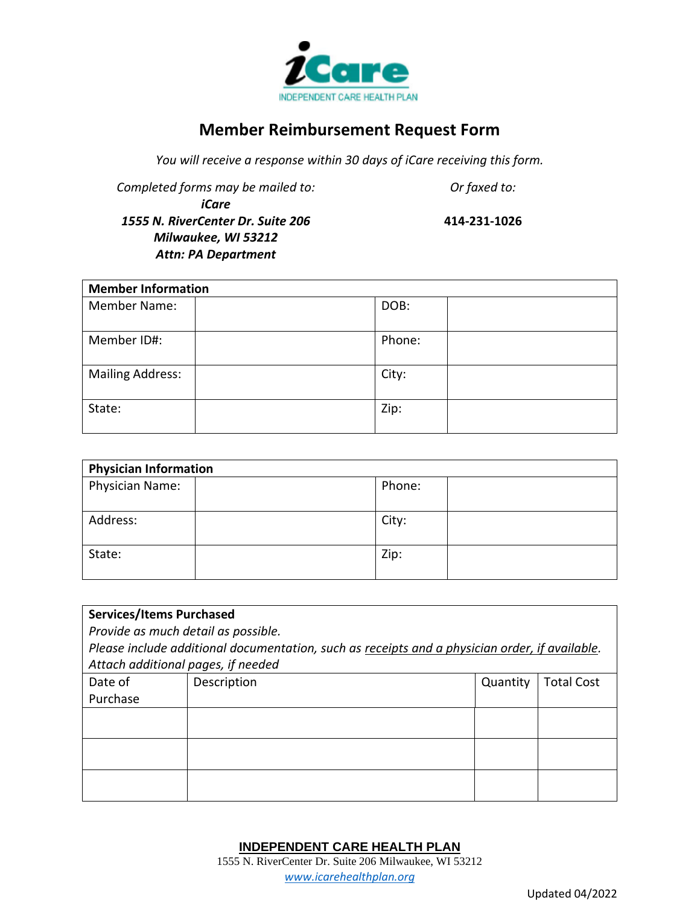iCare

INDEPENDENT CARE HEALTH PLAN

# Member Reimbursement Request Form

*You will receive a response within 30 days of iCare receiving this form.*

*Completed forms may be mailed to:*
***iCare***
***1555 N. RiverCenter Dr. Suite 206***
***Milwaukee, WI 53212***
***Attn: PA Department***

*Or faxed to:*
**414-231-1026**

| **Member Information** | | | |
|---|---|---|---|
| Member Name: | | DOB: | |
| Member ID#: | | Phone: | |
| Mailing Address: | | City: | |
| State: | | Zip: | |

| **Physician Information** | | | |
|---|---|---|---|
| Physician Name: | | Phone: | |
| Address: | | City: | |
| State: | | Zip: | |

**Services/Items Purchased**
*Provide as much detail as possible.*
*Please include additional documentation, such as receipts and a physician order, if available.*
*Attach additional pages, if needed*

| Date of Purchase | Description | Quantity | Total Cost |
|---|---|---|---|
| | | | |
| | | | |
| | | | |

**INDEPENDENT CARE HEALTH PLAN**
1555 N. RiverCenter Dr. Suite 206 Milwaukee, WI 53212
www.icarehealthplan.org

Updated 04/2022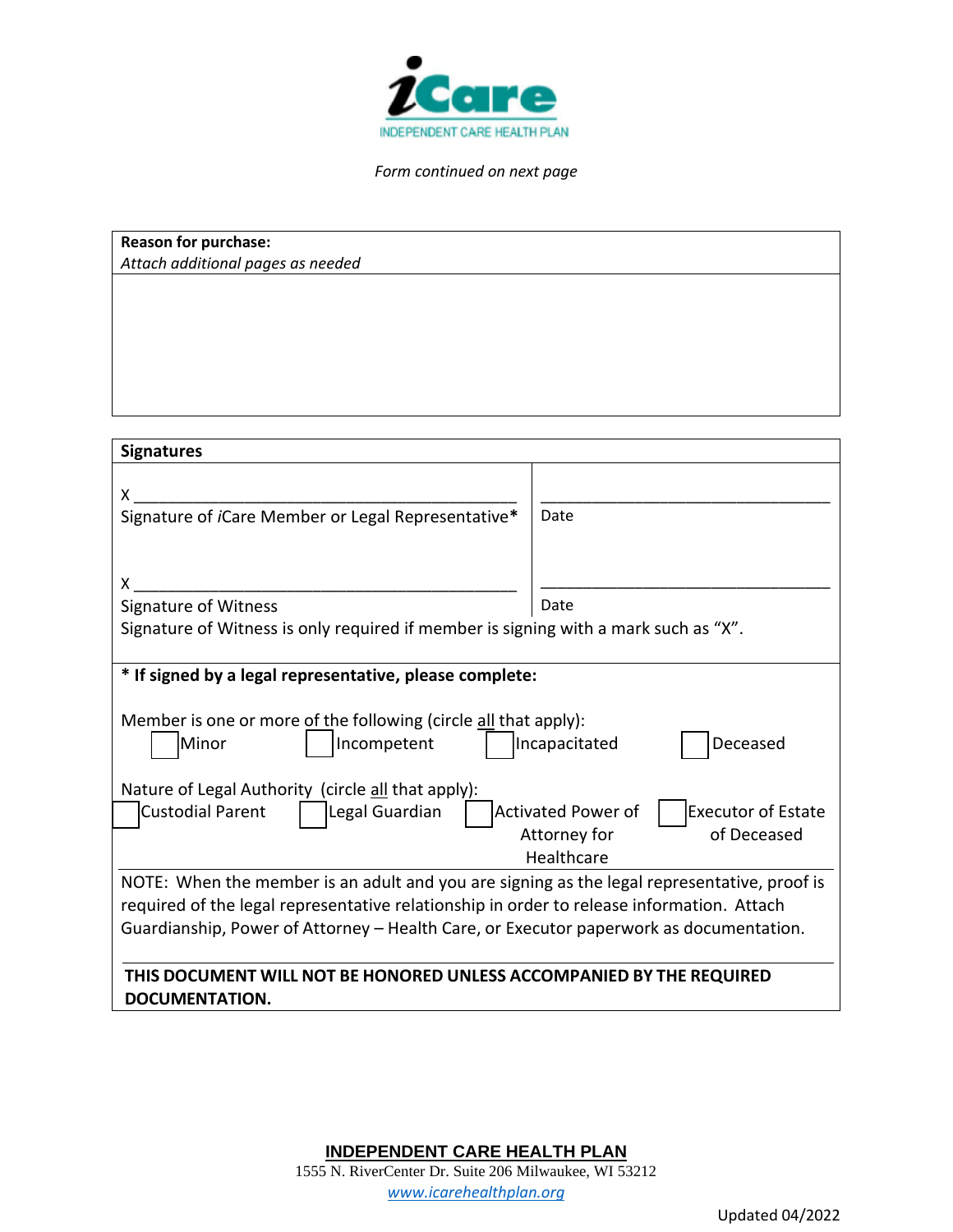*Form continued on next page*

| **Reason for purchase:** *Attach additional pages as needed* |
|---|
| |

**Signatures**

| | |
|---|---|
| X ______________________________________ Signature of *i*Care Member or Legal Representative* | ______________________________ Date |
| X ______________________________________ Signature of Witness | ______________________________ Date |

Signature of Witness is only required if member is signing with a mark such as "X".

**\* If signed by a legal representative, please complete:**

Member is one or more of the following (circle all that apply):

☐ Minor ☐ Incompetent ☐ Incapacitated ☐ Deceased

Nature of Legal Authority (circle all that apply):

☐ Custodial Parent ☐ Legal Guardian ☐ Activated Power of Attorney for Healthcare ☐ Executor of Estate of Deceased

NOTE: When the member is an adult and you are signing as the legal representative, proof is required of the legal representative relationship in order to release information. Attach Guardianship, Power of Attorney – Health Care, or Executor paperwork as documentation.

**THIS DOCUMENT WILL NOT BE HONORED UNLESS ACCOMPANIED BY THE REQUIRED DOCUMENTATION.**

**INDEPENDENT CARE HEALTH PLAN**
1555 N. RiverCenter Dr. Suite 206 Milwaukee, WI 53212
www.icarehealthplan.org

Updated 04/2022